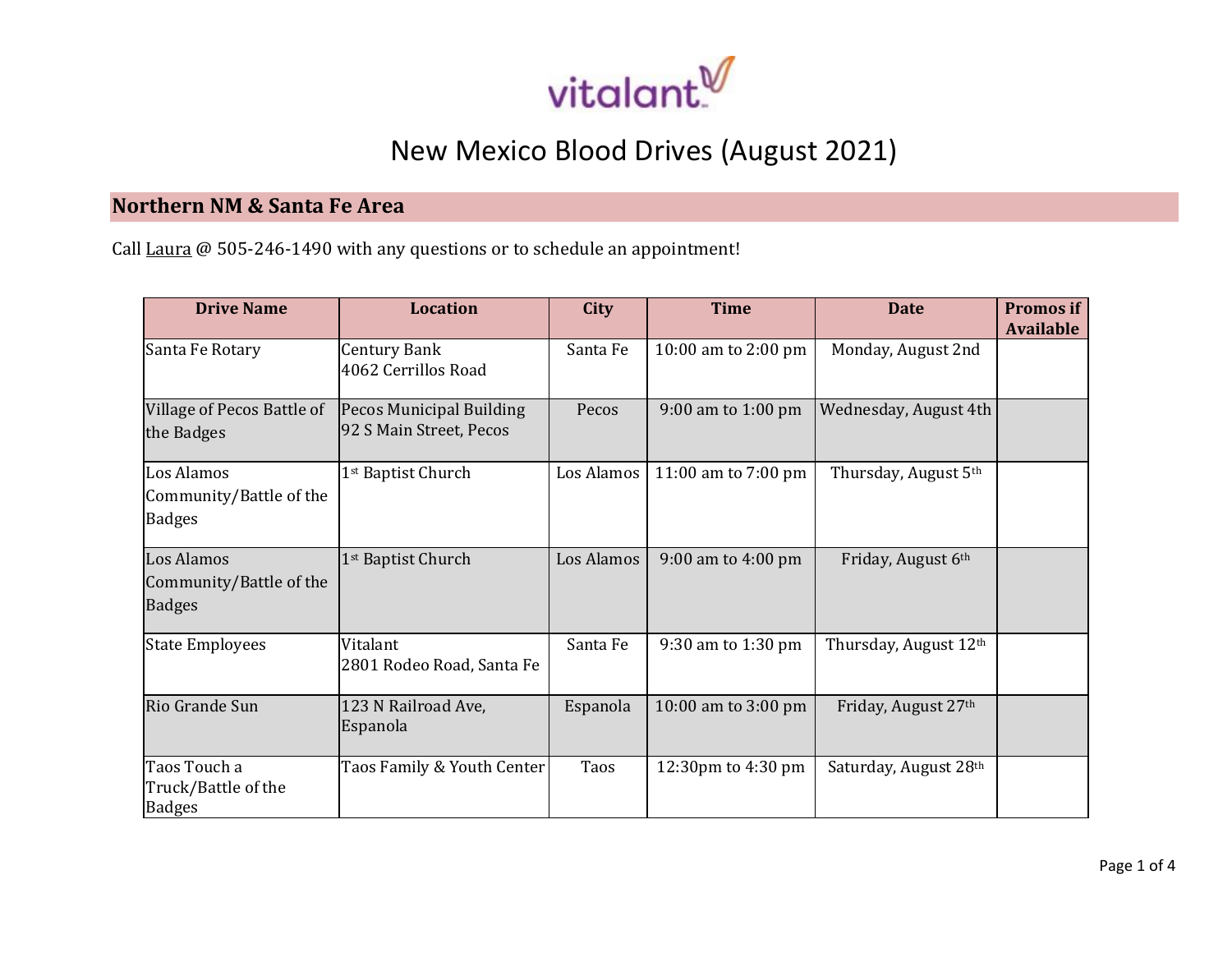# New Mexico Blood Drives (August 2021)

## Northern NM & Santa Fe Area

Call Laura @ 505-246-1490 with any questions or to schedule an appointment!

| Drive Name | Location | City | Time | Date | Promos if Available |
|---|---|---|---|---|---|
| Santa Fe Rotary | Century Bank<br>4062 Cerrillos Road | Santa Fe | 10:00 am to 2:00 pm | Monday, August 2nd | |
| Village of Pecos Battle of the Badges | Pecos Municipal Building<br>92 S Main Street, Pecos | Pecos | 9:00 am to 1:00 pm | Wednesday, August 4th | |
| Los Alamos Community/Battle of the Badges | 1st Baptist Church | Los Alamos | 11:00 am to 7:00 pm | Thursday, August 5th | |
| Los Alamos Community/Battle of the Badges | 1st Baptist Church | Los Alamos | 9:00 am to 4:00 pm | Friday, August 6th | |
| State Employees | Vitalant<br>2801 Rodeo Road, Santa Fe | Santa Fe | 9:30 am to 1:30 pm | Thursday, August 12th | |
| Rio Grande Sun | 123 N Railroad Ave, Espanola | Espanola | 10:00 am to 3:00 pm | Friday, August 27th | |
| Taos Touch a Truck/Battle of the Badges | Taos Family & Youth Center | Taos | 12:30pm to 4:30 pm | Saturday, August 28th | |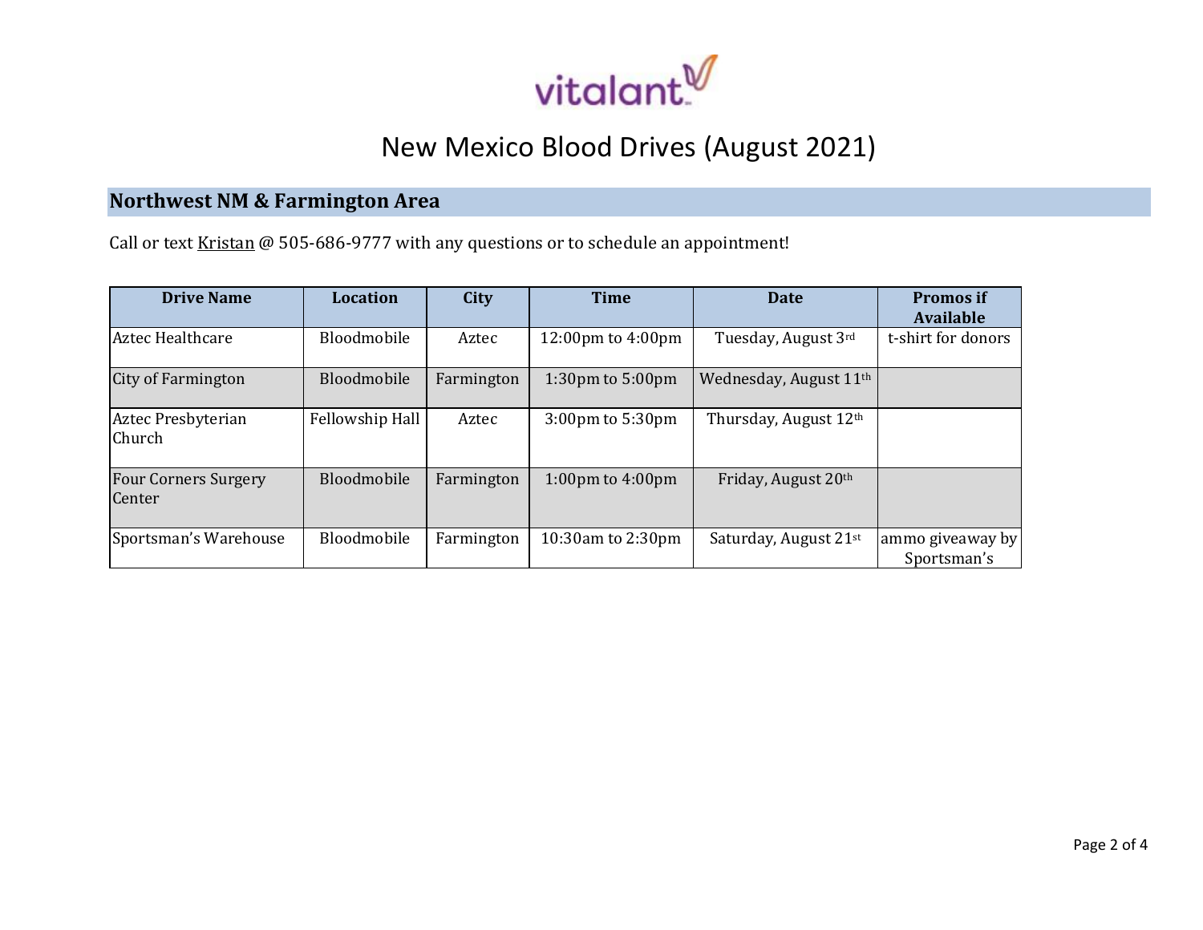vitalant

# New Mexico Blood Drives (August 2021)

## Northwest NM & Farmington Area

Call or text Kristan @ 505-686-9777 with any questions or to schedule an appointment!

| Drive Name | Location | City | Time | Date | Promos if Available |
|---|---|---|---|---|---|
| Aztec Healthcare | Bloodmobile | Aztec | 12:00pm to 4:00pm | Tuesday, August 3rd | t-shirt for donors |
| City of Farmington | Bloodmobile | Farmington | 1:30pm to 5:00pm | Wednesday, August 11th | |
| Aztec Presbyterian Church | Fellowship Hall | Aztec | 3:00pm to 5:30pm | Thursday, August 12th | |
| Four Corners Surgery Center | Bloodmobile | Farmington | 1:00pm to 4:00pm | Friday, August 20th | |
| Sportsman's Warehouse | Bloodmobile | Farmington | 10:30am to 2:30pm | Saturday, August 21st | ammo giveaway by Sportsman's |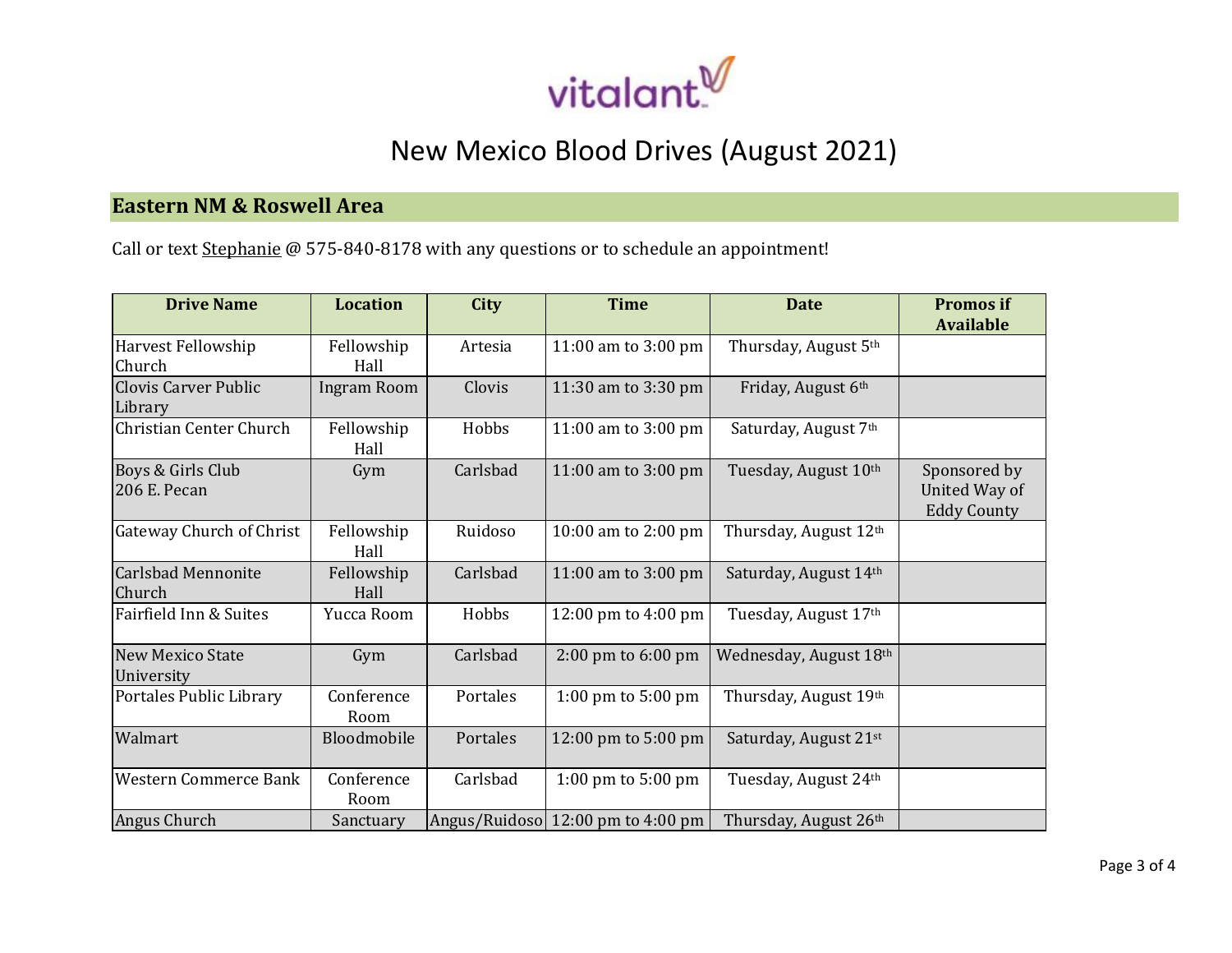# New Mexico Blood Drives (August 2021)

## Eastern NM & Roswell Area

Call or text Stephanie @ 575-840-8178 with any questions or to schedule an appointment!

| Drive Name | Location | City | Time | Date | Promos if Available |
|---|---|---|---|---|---|
| Harvest Fellowship Church | Fellowship Hall | Artesia | 11:00 am to 3:00 pm | Thursday, August 5th | |
| Clovis Carver Public Library | Ingram Room | Clovis | 11:30 am to 3:30 pm | Friday, August 6th | |
| Christian Center Church | Fellowship Hall | Hobbs | 11:00 am to 3:00 pm | Saturday, August 7th | |
| Boys & Girls Club 206 E. Pecan | Gym | Carlsbad | 11:00 am to 3:00 pm | Tuesday, August 10th | Sponsored by United Way of Eddy County |
| Gateway Church of Christ | Fellowship Hall | Ruidoso | 10:00 am to 2:00 pm | Thursday, August 12th | |
| Carlsbad Mennonite Church | Fellowship Hall | Carlsbad | 11:00 am to 3:00 pm | Saturday, August 14th | |
| Fairfield Inn & Suites | Yucca Room | Hobbs | 12:00 pm to 4:00 pm | Tuesday, August 17th | |
| New Mexico State University | Gym | Carlsbad | 2:00 pm to 6:00 pm | Wednesday, August 18th | |
| Portales Public Library | Conference Room | Portales | 1:00 pm to 5:00 pm | Thursday, August 19th | |
| Walmart | Bloodmobile | Portales | 12:00 pm to 5:00 pm | Saturday, August 21st | |
| Western Commerce Bank | Conference Room | Carlsbad | 1:00 pm to 5:00 pm | Tuesday, August 24th | |
| Angus Church | Sanctuary | Angus/Ruidoso | 12:00 pm to 4:00 pm | Thursday, August 26th | |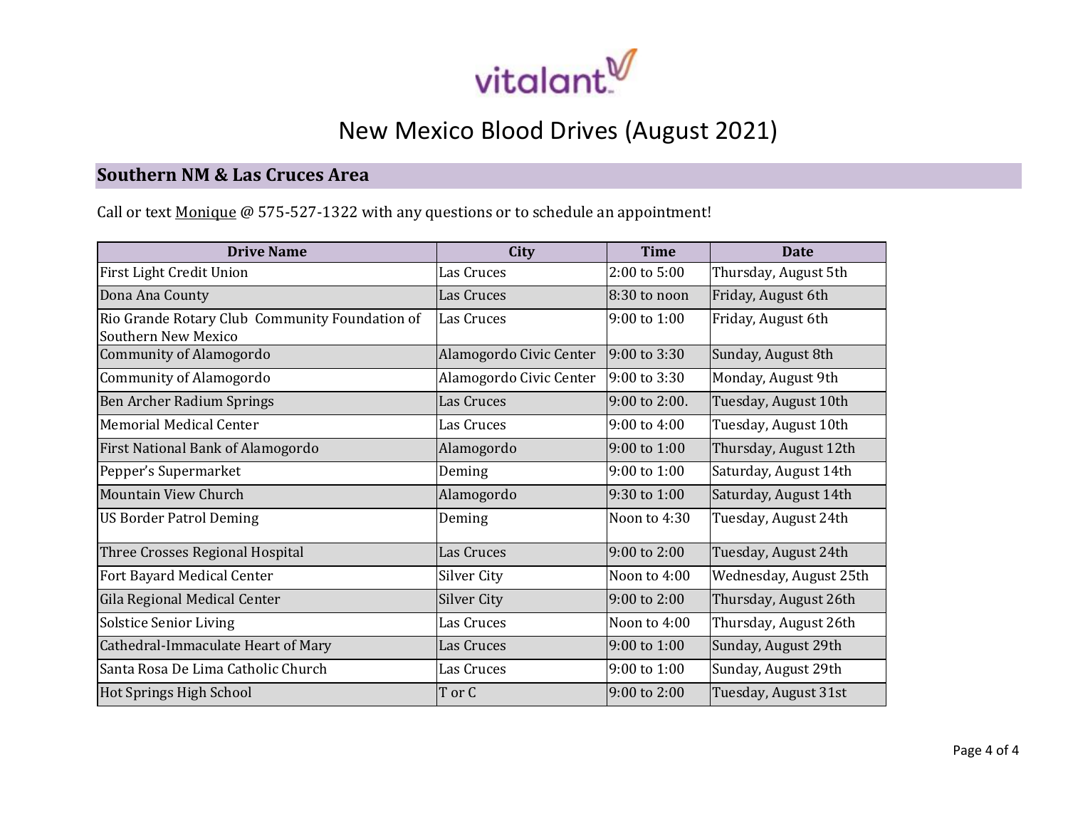# New Mexico Blood Drives (August 2021)

## Southern NM & Las Cruces Area

Call or text Monique @ 575-527-1322 with any questions or to schedule an appointment!

| Drive Name | City | Time | Date |
| --- | --- | --- | --- |
| First Light Credit Union | Las Cruces | 2:00 to 5:00 | Thursday, August 5th |
| Dona Ana County | Las Cruces | 8:30 to noon | Friday, August 6th |
| Rio Grande Rotary Club Community Foundation of Southern New Mexico | Las Cruces | 9:00 to 1:00 | Friday, August 6th |
| Community of Alamogordo | Alamogordo Civic Center | 9:00 to 3:30 | Sunday, August 8th |
| Community of Alamogordo | Alamogordo Civic Center | 9:00 to 3:30 | Monday, August 9th |
| Ben Archer Radium Springs | Las Cruces | 9:00 to 2:00. | Tuesday, August 10th |
| Memorial Medical Center | Las Cruces | 9:00 to 4:00 | Tuesday, August 10th |
| First National Bank of Alamogordo | Alamogordo | 9:00 to 1:00 | Thursday, August 12th |
| Pepper's Supermarket | Deming | 9:00 to 1:00 | Saturday, August 14th |
| Mountain View Church | Alamogordo | 9:30 to 1:00 | Saturday, August 14th |
| US Border Patrol Deming | Deming | Noon to 4:30 | Tuesday, August 24th |
| Three Crosses Regional Hospital | Las Cruces | 9:00 to 2:00 | Tuesday, August 24th |
| Fort Bayard Medical Center | Silver City | Noon to 4:00 | Wednesday, August 25th |
| Gila Regional Medical Center | Silver City | 9:00 to 2:00 | Thursday, August 26th |
| Solstice Senior Living | Las Cruces | Noon to 4:00 | Thursday, August 26th |
| Cathedral-Immaculate Heart of Mary | Las Cruces | 9:00 to 1:00 | Sunday, August 29th |
| Santa Rosa De Lima Catholic Church | Las Cruces | 9:00 to 1:00 | Sunday, August 29th |
| Hot Springs High School | T or C | 9:00 to 2:00 | Tuesday, August 31st |